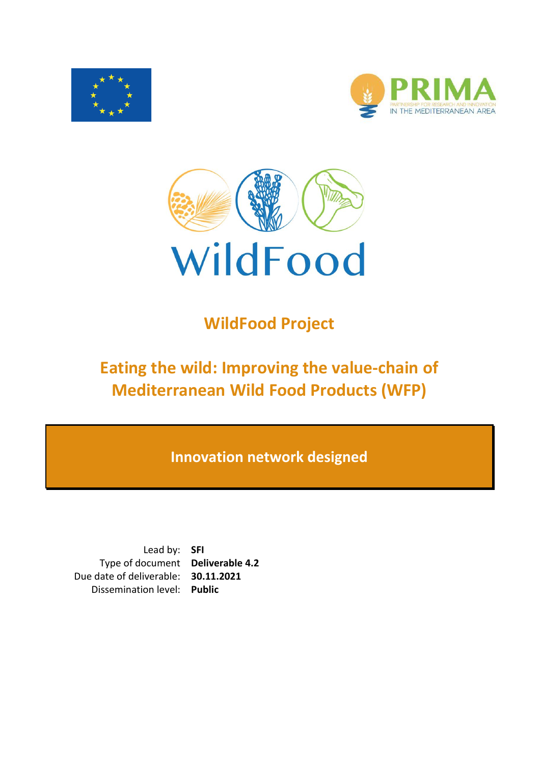# WildFood

## WildFood Project

## Eating the wild: Improving the value-chain of Mediterranean Wild Food Products (WFP)

**Innovation network designed**

| | |
|---|---|
| Lead by: | **SFI** |
| Type of document | **Deliverable 4.2** |
| Due date of deliverable: | **30.11.2021** |
| Dissemination level: | **Public** |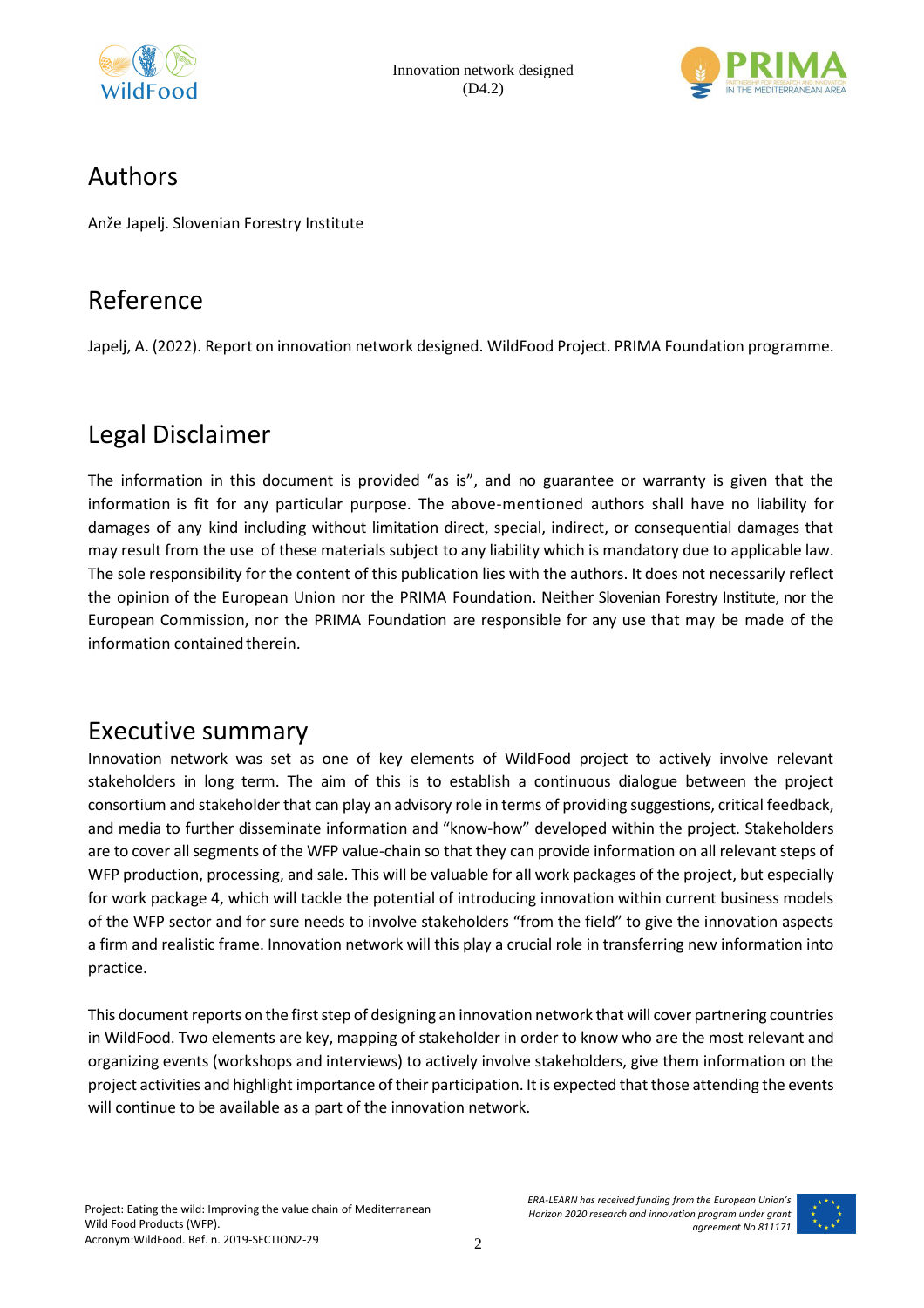## Authors

Anže Japelj. Slovenian Forestry Institute

## Reference

Japelj, A. (2022). Report on innovation network designed. WildFood Project. PRIMA Foundation programme.

## Legal Disclaimer

The information in this document is provided "as is", and no guarantee or warranty is given that the information is fit for any particular purpose. The above-mentioned authors shall have no liability for damages of any kind including without limitation direct, special, indirect, or consequential damages that may result from the use of these materials subject to any liability which is mandatory due to applicable law. The sole responsibility for the content of this publication lies with the authors. It does not necessarily reflect the opinion of the European Union nor the PRIMA Foundation. Neither Slovenian Forestry Institute, nor the European Commission, nor the PRIMA Foundation are responsible for any use that may be made of the information contained therein.

## Executive summary

Innovation network was set as one of key elements of WildFood project to actively involve relevant stakeholders in long term. The aim of this is to establish a continuous dialogue between the project consortium and stakeholder that can play an advisory role in terms of providing suggestions, critical feedback, and media to further disseminate information and "know-how" developed within the project. Stakeholders are to cover all segments of the WFP value-chain so that they can provide information on all relevant steps of WFP production, processing, and sale. This will be valuable for all work packages of the project, but especially for work package 4, which will tackle the potential of introducing innovation within current business models of the WFP sector and for sure needs to involve stakeholders "from the field" to give the innovation aspects a firm and realistic frame. Innovation network will this play a crucial role in transferring new information into practice.

This document reports on the first step of designing an innovation network that will cover partnering countries in WildFood. Two elements are key, mapping of stakeholder in order to know who are the most relevant and organizing events (workshops and interviews) to actively involve stakeholders, give them information on the project activities and highlight importance of their participation. It is expected that those attending the events will continue to be available as a part of the innovation network.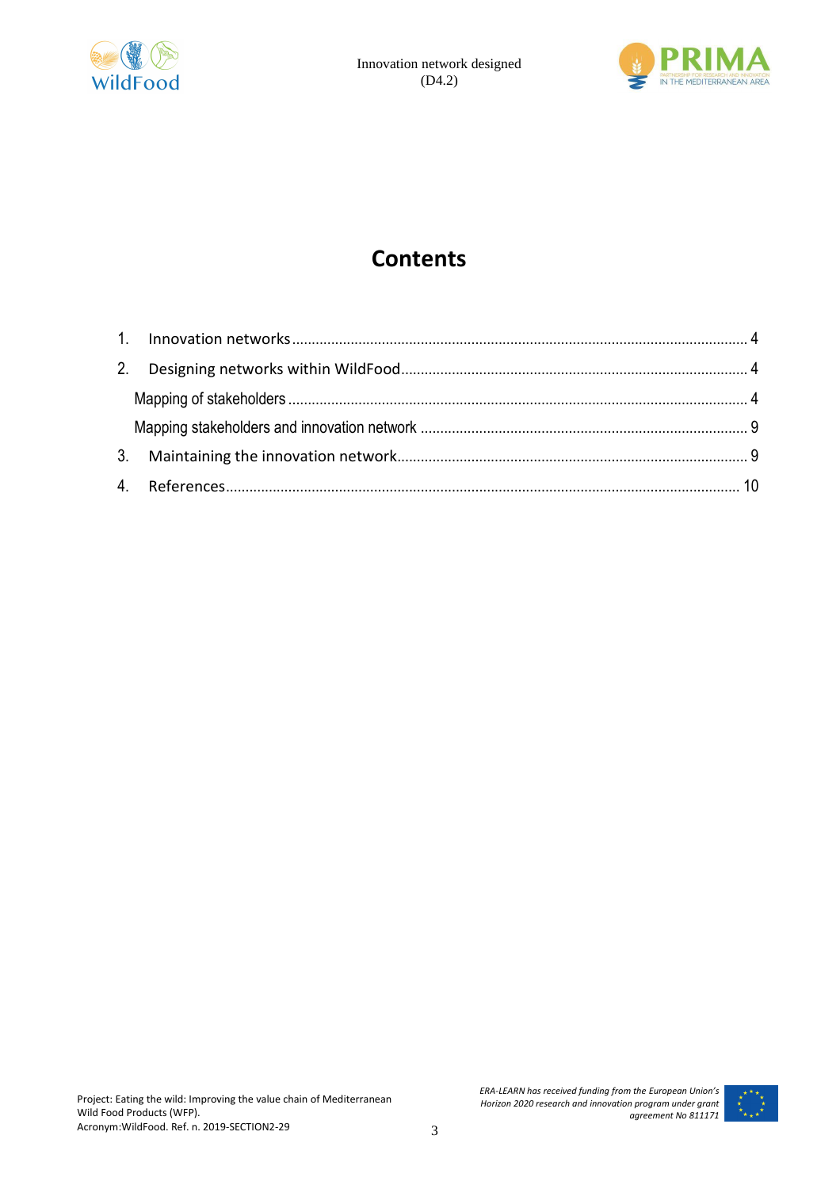# Contents

1. Innovation networks ........................................................................................................ 4
2. Designing networks within WildFood ................................................................................ 4
   - Mapping of stakeholders .................................................................................................. 4
   - Mapping stakeholders and innovation network .................................................................. 9
3. Maintaining the innovation network ................................................................................... 9
4. References ....................................................................................................................... 10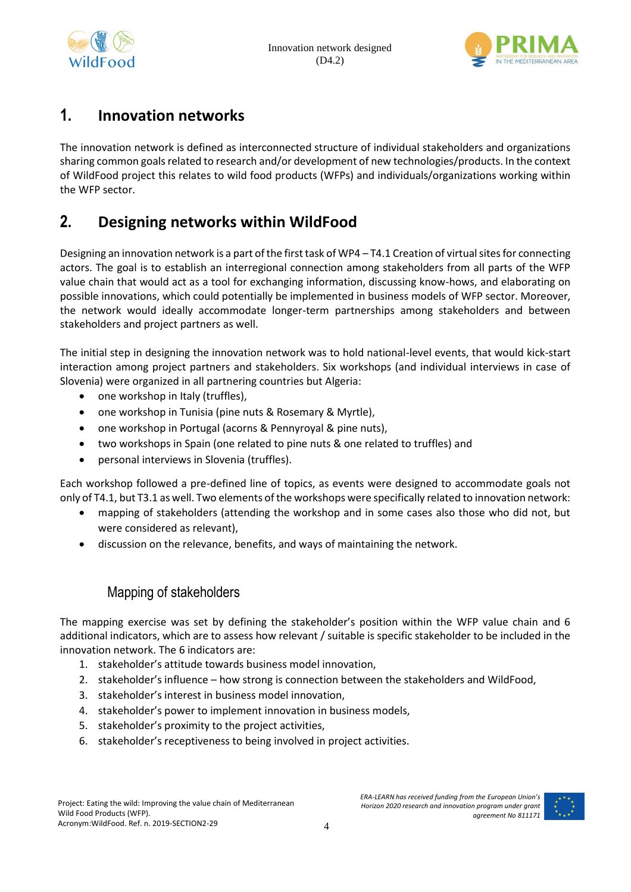# 1. Innovation networks

The innovation network is defined as interconnected structure of individual stakeholders and organizations sharing common goals related to research and/or development of new technologies/products. In the context of WildFood project this relates to wild food products (WFPs) and individuals/organizations working within the WFP sector.

# 2. Designing networks within WildFood

Designing an innovation network is a part of the first task of WP4 – T4.1 Creation of virtual sites for connecting actors. The goal is to establish an interregional connection among stakeholders from all parts of the WFP value chain that would act as a tool for exchanging information, discussing know-hows, and elaborating on possible innovations, which could potentially be implemented in business models of WFP sector. Moreover, the network would ideally accommodate longer-term partnerships among stakeholders and between stakeholders and project partners as well.

The initial step in designing the innovation network was to hold national-level events, that would kick-start interaction among project partners and stakeholders. Six workshops (and individual interviews in case of Slovenia) were organized in all partnering countries but Algeria:

- one workshop in Italy (truffles),
- one workshop in Tunisia (pine nuts & Rosemary & Myrtle),
- one workshop in Portugal (acorns & Pennyroyal & pine nuts),
- two workshops in Spain (one related to pine nuts & one related to truffles) and
- personal interviews in Slovenia (truffles).

Each workshop followed a pre-defined line of topics, as events were designed to accommodate goals not only of T4.1, but T3.1 as well. Two elements of the workshops were specifically related to innovation network:

- mapping of stakeholders (attending the workshop and in some cases also those who did not, but were considered as relevant),
- discussion on the relevance, benefits, and ways of maintaining the network.

## Mapping of stakeholders

The mapping exercise was set by defining the stakeholder's position within the WFP value chain and 6 additional indicators, which are to assess how relevant / suitable is specific stakeholder to be included in the innovation network. The 6 indicators are:

1. stakeholder's attitude towards business model innovation,
2. stakeholder's influence – how strong is connection between the stakeholders and WildFood,
3. stakeholder's interest in business model innovation,
4. stakeholder's power to implement innovation in business models,
5. stakeholder's proximity to the project activities,
6. stakeholder's receptiveness to being involved in project activities.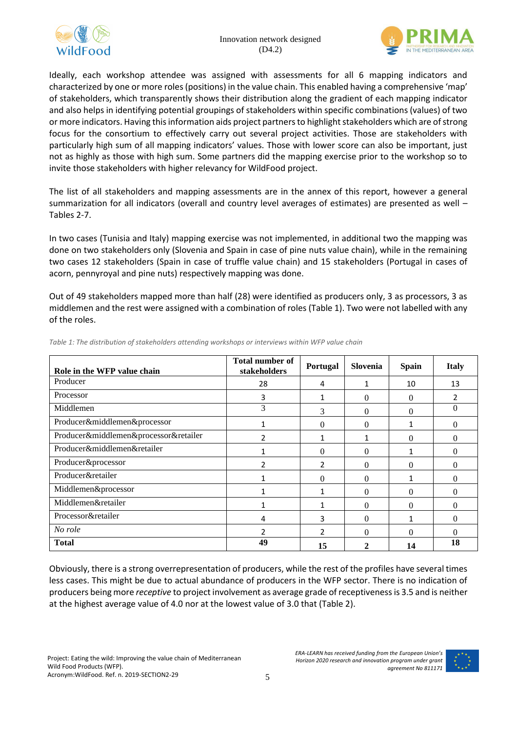Ideally, each workshop attendee was assigned with assessments for all 6 mapping indicators and characterized by one or more roles (positions) in the value chain. This enabled having a comprehensive 'map' of stakeholders, which transparently shows their distribution along the gradient of each mapping indicator and also helps in identifying potential groupings of stakeholders within specific combinations (values) of two or more indicators. Having this information aids project partners to highlight stakeholders which are of strong focus for the consortium to effectively carry out several project activities. Those are stakeholders with particularly high sum of all mapping indicators' values. Those with lower score can also be important, just not as highly as those with high sum. Some partners did the mapping exercise prior to the workshop so to invite those stakeholders with higher relevancy for WildFood project.

The list of all stakeholders and mapping assessments are in the annex of this report, however a general summarization for all indicators (overall and country level averages of estimates) are presented as well – Tables 2-7.

In two cases (Tunisia and Italy) mapping exercise was not implemented, in additional two the mapping was done on two stakeholders only (Slovenia and Spain in case of pine nuts value chain), while in the remaining two cases 12 stakeholders (Spain in case of truffle value chain) and 15 stakeholders (Portugal in cases of acorn, pennyroyal and pine nuts) respectively mapping was done.

Out of 49 stakeholders mapped more than half (28) were identified as producers only, 3 as processors, 3 as middlemen and the rest were assigned with a combination of roles (Table 1). Two were not labelled with any of the roles.

*Table 1: The distribution of stakeholders attending workshops or interviews within WFP value chain*

| Role in the WFP value chain | Total number of stakeholders | Portugal | Slovenia | Spain | Italy |
|---|---|---|---|---|---|
| Producer | 28 | 4 | 1 | 10 | 13 |
| Processor | 3 | 1 | 0 | 0 | 2 |
| Middlemen | 3 | 3 | 0 | 0 | 0 |
| Producer&middlemen&processor | 1 | 0 | 0 | 1 | 0 |
| Producer&middlemen&processor&retailer | 2 | 1 | 1 | 0 | 0 |
| Producer&middlemen&retailer | 1 | 0 | 0 | 1 | 0 |
| Producer&processor | 2 | 2 | 0 | 0 | 0 |
| Producer&retailer | 1 | 0 | 0 | 1 | 0 |
| Middlemen&processor | 1 | 1 | 0 | 0 | 0 |
| Middlemen&retailer | 1 | 1 | 0 | 0 | 0 |
| Processor&retailer | 4 | 3 | 0 | 1 | 0 |
| *No role* | 2 | 2 | 0 | 0 | 0 |
| **Total** | **49** | **15** | **2** | **14** | **18** |

Obviously, there is a strong overrepresentation of producers, while the rest of the profiles have several times less cases. This might be due to actual abundance of producers in the WFP sector. There is no indication of producers being more *receptive* to project involvement as average grade of receptiveness is 3.5 and is neither at the highest average value of 4.0 nor at the lowest value of 3.0 that (Table 2).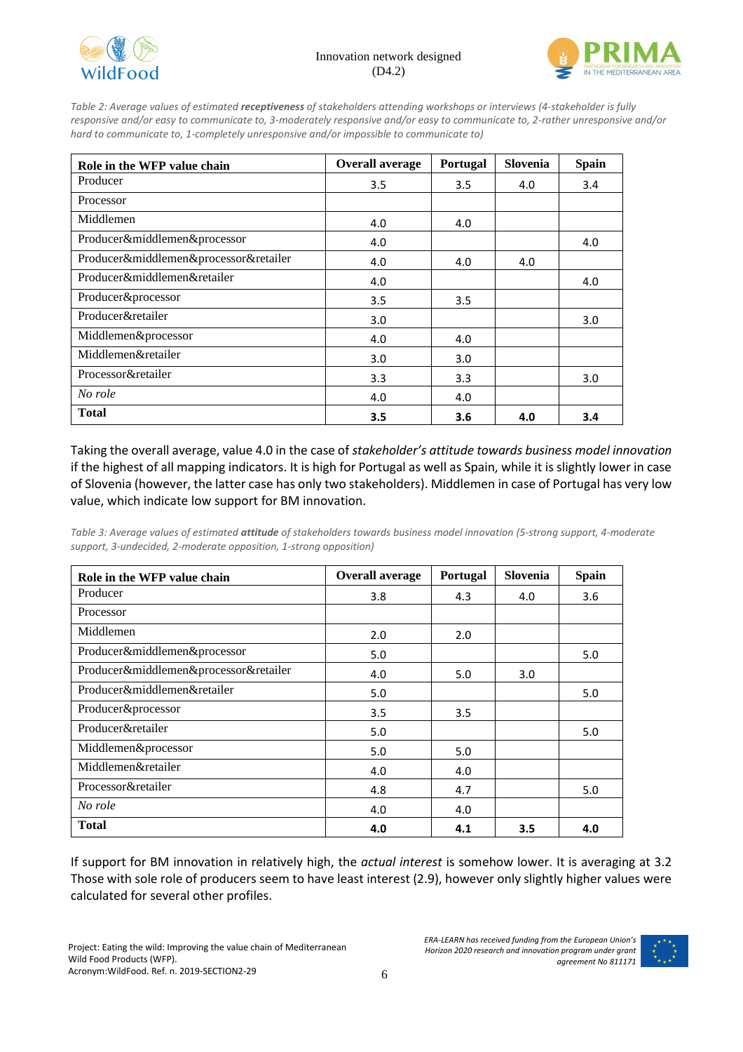*Table 2: Average values of estimated **receptiveness** of stakeholders attending workshops or interviews (4-stakeholder is fully responsive and/or easy to communicate to, 3-moderately responsive and/or easy to communicate to, 2-rather unresponsive and/or hard to communicate to, 1-completely unresponsive and/or impossible to communicate to)*

| Role in the WFP value chain | Overall average | Portugal | Slovenia | Spain |
|---|---|---|---|---|
| Producer | 3.5 | 3.5 | 4.0 | 3.4 |
| Processor | | | | |
| Middlemen | 4.0 | 4.0 | | |
| Producer&middlemen&processor | 4.0 | | | 4.0 |
| Producer&middlemen&processor&retailer | 4.0 | 4.0 | 4.0 | |
| Producer&middlemen&retailer | 4.0 | | | 4.0 |
| Producer&processor | 3.5 | 3.5 | | |
| Producer&retailer | 3.0 | | | 3.0 |
| Middlemen&processor | 4.0 | 4.0 | | |
| Middlemen&retailer | 3.0 | 3.0 | | |
| Processor&retailer | 3.3 | 3.3 | | 3.0 |
| *No role* | 4.0 | 4.0 | | |
| **Total** | **3.5** | **3.6** | **4.0** | **3.4** |

Taking the overall average, value 4.0 in the case of *stakeholder's attitude towards business model innovation* if the highest of all mapping indicators. It is high for Portugal as well as Spain, while it is slightly lower in case of Slovenia (however, the latter case has only two stakeholders). Middlemen in case of Portugal has very low value, which indicate low support for BM innovation.

*Table 3: Average values of estimated **attitude** of stakeholders towards business model innovation (5-strong support, 4-moderate support, 3-undecided, 2-moderate opposition, 1-strong opposition)*

| Role in the WFP value chain | Overall average | Portugal | Slovenia | Spain |
|---|---|---|---|---|
| Producer | 3.8 | 4.3 | 4.0 | 3.6 |
| Processor | | | | |
| Middlemen | 2.0 | 2.0 | | |
| Producer&middlemen&processor | 5.0 | | | 5.0 |
| Producer&middlemen&processor&retailer | 4.0 | 5.0 | 3.0 | |
| Producer&middlemen&retailer | 5.0 | | | 5.0 |
| Producer&processor | 3.5 | 3.5 | | |
| Producer&retailer | 5.0 | | | 5.0 |
| Middlemen&processor | 5.0 | 5.0 | | |
| Middlemen&retailer | 4.0 | 4.0 | | |
| Processor&retailer | 4.8 | 4.7 | | 5.0 |
| *No role* | 4.0 | 4.0 | | |
| **Total** | **4.0** | **4.1** | **3.5** | **4.0** |

If support for BM innovation in relatively high, the *actual interest* is somehow lower. It is averaging at 3.2 Those with sole role of producers seem to have least interest (2.9), however only slightly higher values were calculated for several other profiles.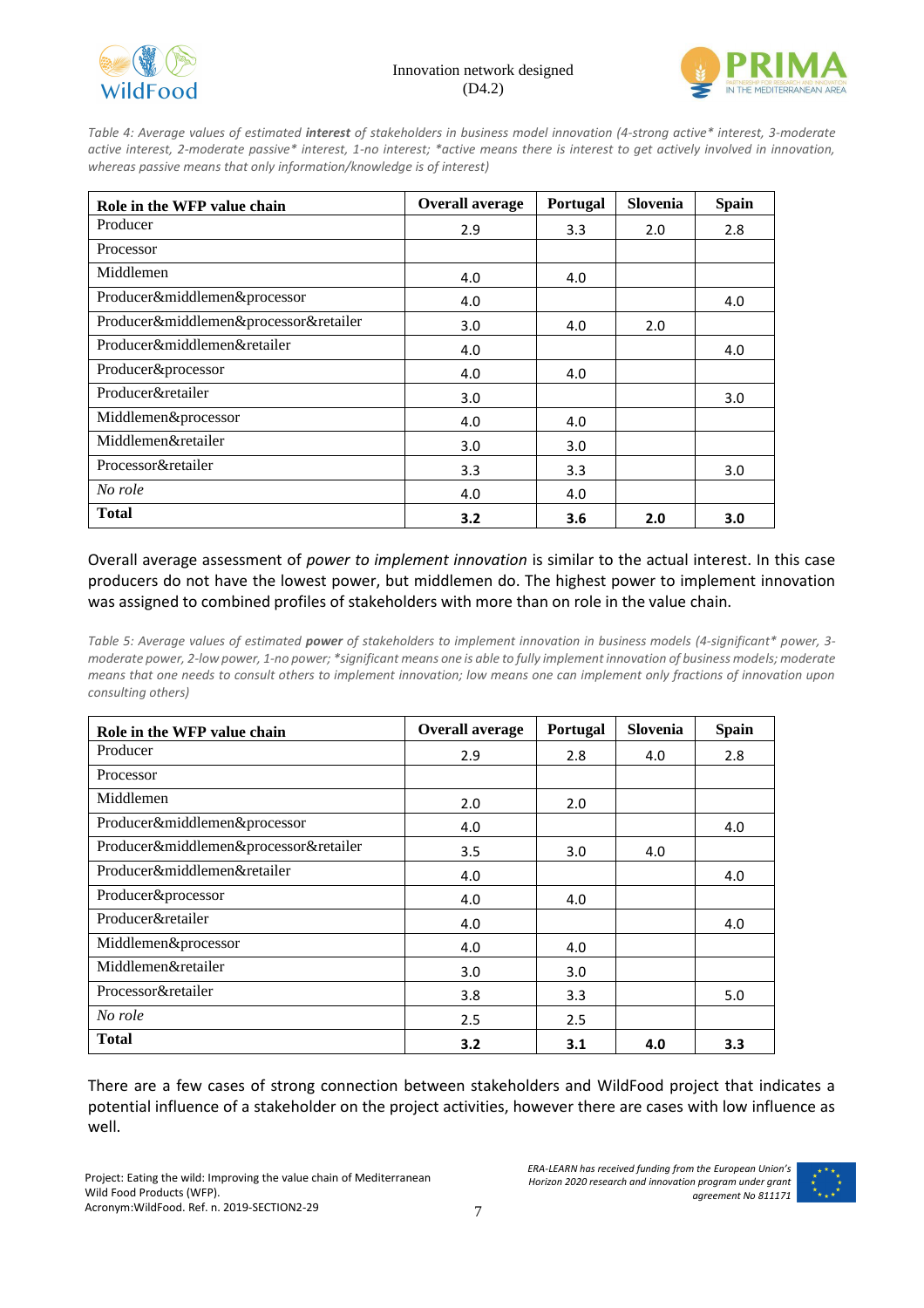*Table 4: Average values of estimated **interest** of stakeholders in business model innovation (4-strong active* interest, 3-moderate active interest, 2-moderate passive* interest, 1-no interest; *active means there is interest to get actively involved in innovation, whereas passive means that only information/knowledge is of interest)*

| Role in the WFP value chain | Overall average | Portugal | Slovenia | Spain |
|---|---|---|---|---|
| Producer | 2.9 | 3.3 | 2.0 | 2.8 |
| Processor | | | | |
| Middlemen | 4.0 | 4.0 | | |
| Producer&middlemen&processor | 4.0 | | | 4.0 |
| Producer&middlemen&processor&retailer | 3.0 | 4.0 | 2.0 | |
| Producer&middlemen&retailer | 4.0 | | | 4.0 |
| Producer&processor | 4.0 | 4.0 | | |
| Producer&retailer | 3.0 | | | 3.0 |
| Middlemen&processor | 4.0 | 4.0 | | |
| Middlemen&retailer | 3.0 | 3.0 | | |
| Processor&retailer | 3.3 | 3.3 | | 3.0 |
| *No role* | 4.0 | 4.0 | | |
| **Total** | **3.2** | **3.6** | **2.0** | **3.0** |

Overall average assessment of *power to implement innovation* is similar to the actual interest. In this case producers do not have the lowest power, but middlemen do. The highest power to implement innovation was assigned to combined profiles of stakeholders with more than on role in the value chain.

*Table 5: Average values of estimated **power** of stakeholders to implement innovation in business models (4-significant* power, 3-moderate power, 2-low power, 1-no power; *significant means one is able to fully implement innovation of business models; moderate means that one needs to consult others to implement innovation; low means one can implement only fractions of innovation upon consulting others)*

| Role in the WFP value chain | Overall average | Portugal | Slovenia | Spain |
|---|---|---|---|---|
| Producer | 2.9 | 2.8 | 4.0 | 2.8 |
| Processor | | | | |
| Middlemen | 2.0 | 2.0 | | |
| Producer&middlemen&processor | 4.0 | | | 4.0 |
| Producer&middlemen&processor&retailer | 3.5 | 3.0 | 4.0 | |
| Producer&middlemen&retailer | 4.0 | | | 4.0 |
| Producer&processor | 4.0 | 4.0 | | |
| Producer&retailer | 4.0 | | | 4.0 |
| Middlemen&processor | 4.0 | 4.0 | | |
| Middlemen&retailer | 3.0 | 3.0 | | |
| Processor&retailer | 3.8 | 3.3 | | 5.0 |
| *No role* | 2.5 | 2.5 | | |
| **Total** | **3.2** | **3.1** | **4.0** | **3.3** |

There are a few cases of strong connection between stakeholders and WildFood project that indicates a potential influence of a stakeholder on the project activities, however there are cases with low influence as well.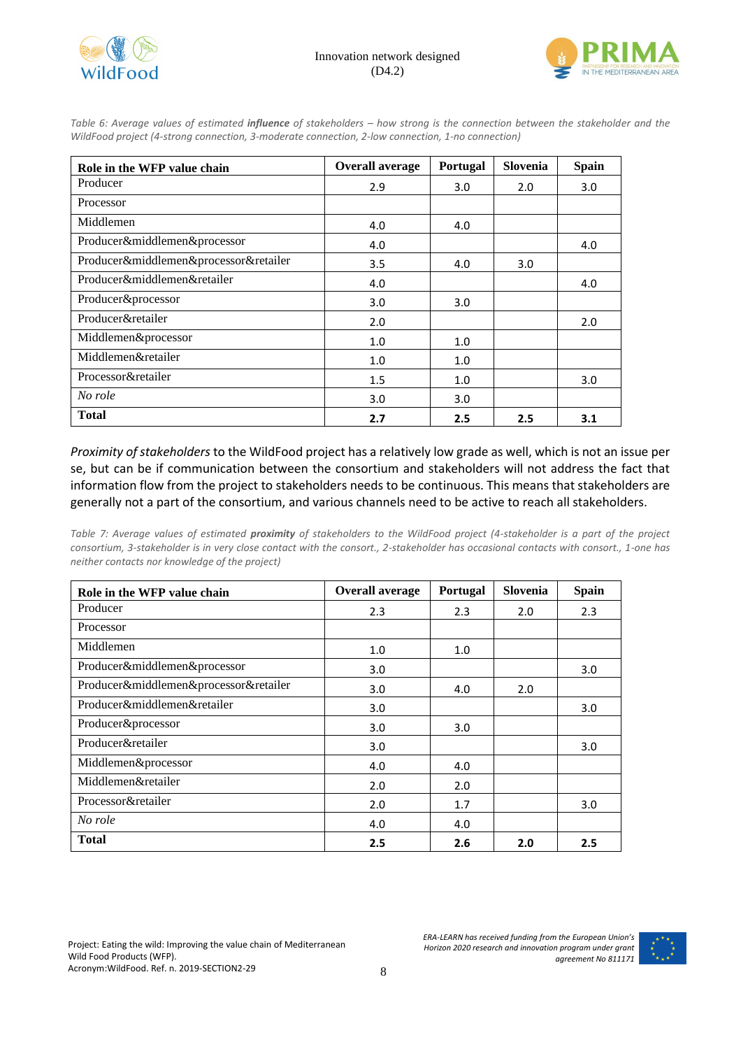*Table 6: Average values of estimated* ***influence*** *of stakeholders – how strong is the connection between the stakeholder and the WildFood project (4-strong connection, 3-moderate connection, 2-low connection, 1-no connection)*

| Role in the WFP value chain | Overall average | Portugal | Slovenia | Spain |
|---|---|---|---|---|
| Producer | 2.9 | 3.0 | 2.0 | 3.0 |
| Processor | | | | |
| Middlemen | 4.0 | 4.0 | | |
| Producer&middlemen&processor | 4.0 | | | 4.0 |
| Producer&middlemen&processor&retailer | 3.5 | 4.0 | 3.0 | |
| Producer&middlemen&retailer | 4.0 | | | 4.0 |
| Producer&processor | 3.0 | 3.0 | | |
| Producer&retailer | 2.0 | | | 2.0 |
| Middlemen&processor | 1.0 | 1.0 | | |
| Middlemen&retailer | 1.0 | 1.0 | | |
| Processor&retailer | 1.5 | 1.0 | | 3.0 |
| *No role* | 3.0 | 3.0 | | |
| **Total** | **2.7** | **2.5** | **2.5** | **3.1** |

*Proximity of stakeholders* to the WildFood project has a relatively low grade as well, which is not an issue per se, but can be if communication between the consortium and stakeholders will not address the fact that information flow from the project to stakeholders needs to be continuous. This means that stakeholders are generally not a part of the consortium, and various channels need to be active to reach all stakeholders.

*Table 7: Average values of estimated* ***proximity*** *of stakeholders to the WildFood project (4-stakeholder is a part of the project consortium, 3-stakeholder is in very close contact with the consort., 2-stakeholder has occasional contacts with consort., 1-one has neither contacts nor knowledge of the project)*

| Role in the WFP value chain | Overall average | Portugal | Slovenia | Spain |
|---|---|---|---|---|
| Producer | 2.3 | 2.3 | 2.0 | 2.3 |
| Processor | | | | |
| Middlemen | 1.0 | 1.0 | | |
| Producer&middlemen&processor | 3.0 | | | 3.0 |
| Producer&middlemen&processor&retailer | 3.0 | 4.0 | 2.0 | |
| Producer&middlemen&retailer | 3.0 | | | 3.0 |
| Producer&processor | 3.0 | 3.0 | | |
| Producer&retailer | 3.0 | | | 3.0 |
| Middlemen&processor | 4.0 | 4.0 | | |
| Middlemen&retailer | 2.0 | 2.0 | | |
| Processor&retailer | 2.0 | 1.7 | | 3.0 |
| *No role* | 4.0 | 4.0 | | |
| **Total** | **2.5** | **2.6** | **2.0** | **2.5** |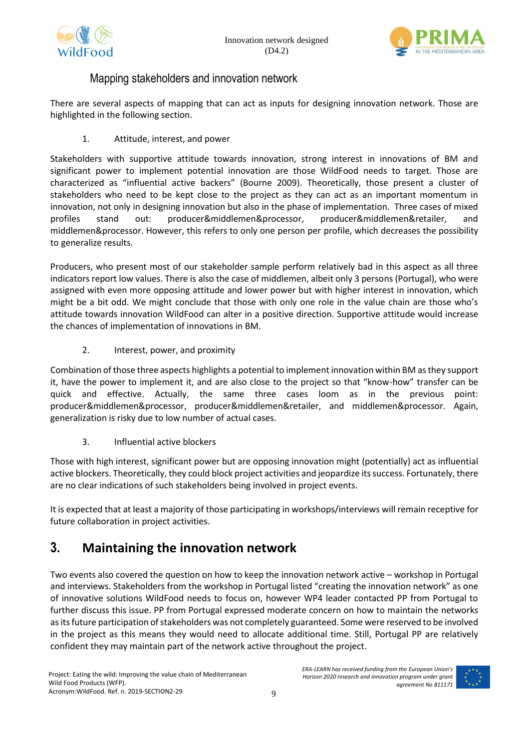## Mapping stakeholders and innovation network

There are several aspects of mapping that can act as inputs for designing innovation network. Those are highlighted in the following section.

1. Attitude, interest, and power

Stakeholders with supportive attitude towards innovation, strong interest in innovations of BM and significant power to implement potential innovation are those WildFood needs to target. Those are characterized as "influential active backers" (Bourne 2009). Theoretically, those present a cluster of stakeholders who need to be kept close to the project as they can act as an important momentum in innovation, not only in designing innovation but also in the phase of implementation. Three cases of mixed profiles stand out: producer&middlemen&processor, producer&middlemen&retailer, and middlemen&processor. However, this refers to only one person per profile, which decreases the possibility to generalize results.

Producers, who present most of our stakeholder sample perform relatively bad in this aspect as all three indicators report low values. There is also the case of middlemen, albeit only 3 persons (Portugal), who were assigned with even more opposing attitude and lower power but with higher interest in innovation, which might be a bit odd. We might conclude that those with only one role in the value chain are those who's attitude towards innovation WildFood can alter in a positive direction. Supportive attitude would increase the chances of implementation of innovations in BM.

2. Interest, power, and proximity

Combination of those three aspects highlights a potential to implement innovation within BM as they support it, have the power to implement it, and are also close to the project so that "know-how" transfer can be quick and effective. Actually, the same three cases loom as in the previous point: producer&middlemen&processor, producer&middlemen&retailer, and middlemen&processor. Again, generalization is risky due to low number of actual cases.

3. Influential active blockers

Those with high interest, significant power but are opposing innovation might (potentially) act as influential active blockers. Theoretically, they could block project activities and jeopardize its success. Fortunately, there are no clear indications of such stakeholders being involved in project events.

It is expected that at least a majority of those participating in workshops/interviews will remain receptive for future collaboration in project activities.

# 3. Maintaining the innovation network

Two events also covered the question on how to keep the innovation network active – workshop in Portugal and interviews. Stakeholders from the workshop in Portugal listed "creating the innovation network" as one of innovative solutions WildFood needs to focus on, however WP4 leader contacted PP from Portugal to further discuss this issue. PP from Portugal expressed moderate concern on how to maintain the networks as its future participation of stakeholders was not completely guaranteed. Some were reserved to be involved in the project as this means they would need to allocate additional time. Still, Portugal PP are relatively confident they may maintain part of the network active throughout the project.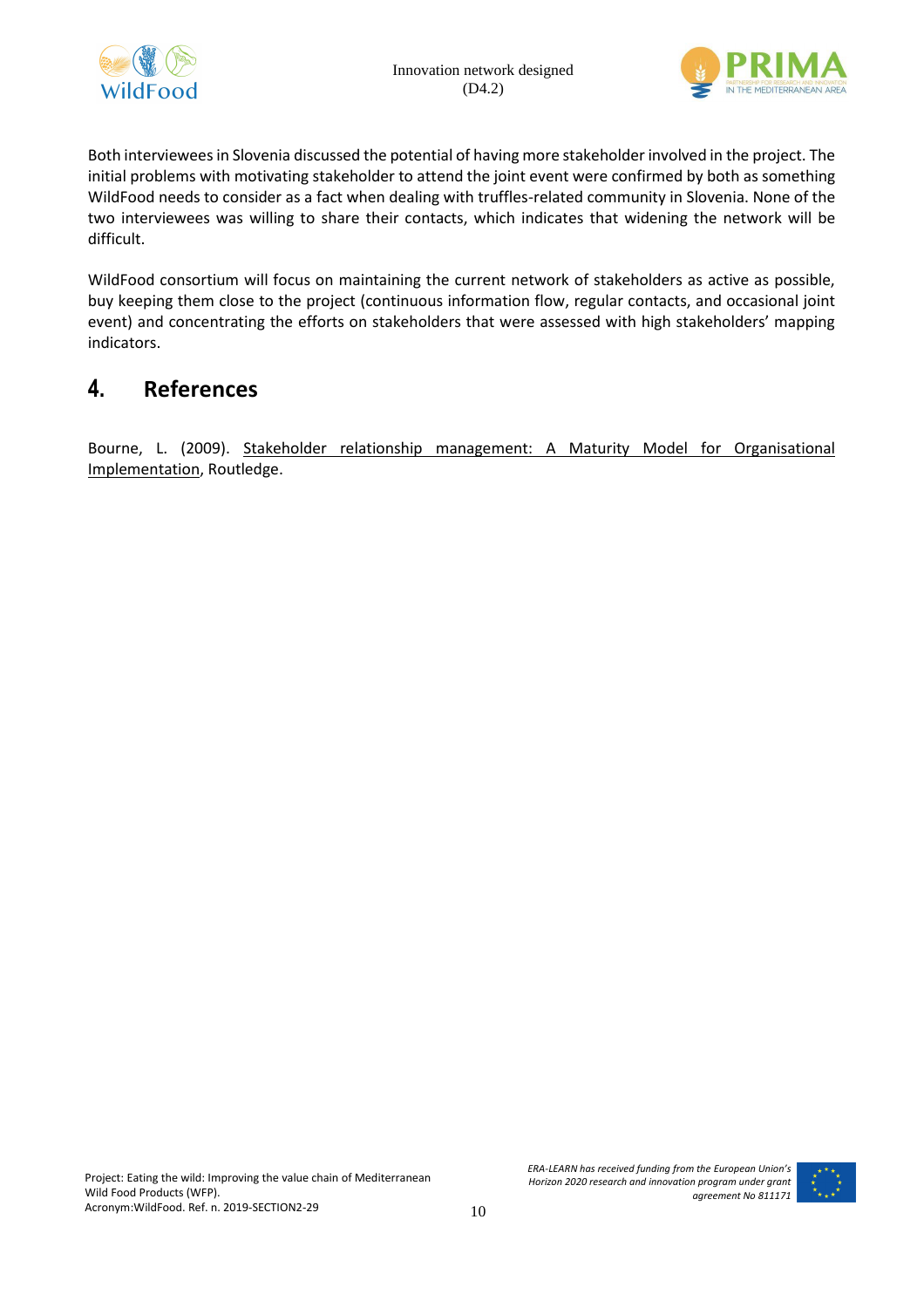Both interviewees in Slovenia discussed the potential of having more stakeholder involved in the project. The initial problems with motivating stakeholder to attend the joint event were confirmed by both as something WildFood needs to consider as a fact when dealing with truffles-related community in Slovenia. None of the two interviewees was willing to share their contacts, which indicates that widening the network will be difficult.

WildFood consortium will focus on maintaining the current network of stakeholders as active as possible, buy keeping them close to the project (continuous information flow, regular contacts, and occasional joint event) and concentrating the efforts on stakeholders that were assessed with high stakeholders' mapping indicators.

# 4. References

Bourne, L. (2009). Stakeholder relationship management: A Maturity Model for Organisational Implementation, Routledge.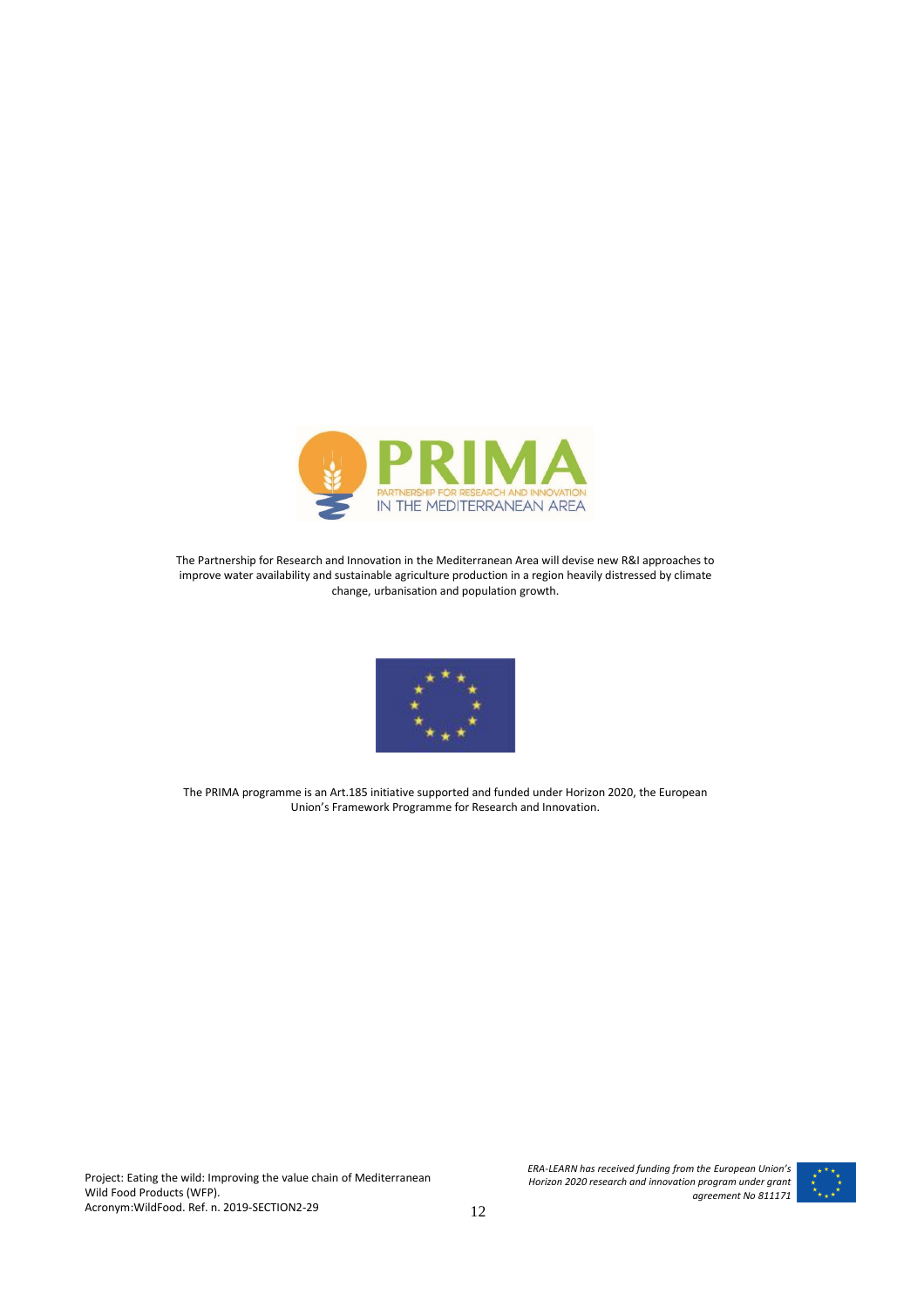PRIMA

PARTNERSHIP FOR RESEARCH AND INNOVATION IN THE MEDITERRANEAN AREA

The Partnership for Research and Innovation in the Mediterranean Area will devise new R&I approaches to improve water availability and sustainable agriculture production in a region heavily distressed by climate change, urbanisation and population growth.

The PRIMA programme is an Art.185 initiative supported and funded under Horizon 2020, the European Union's Framework Programme for Research and Innovation.